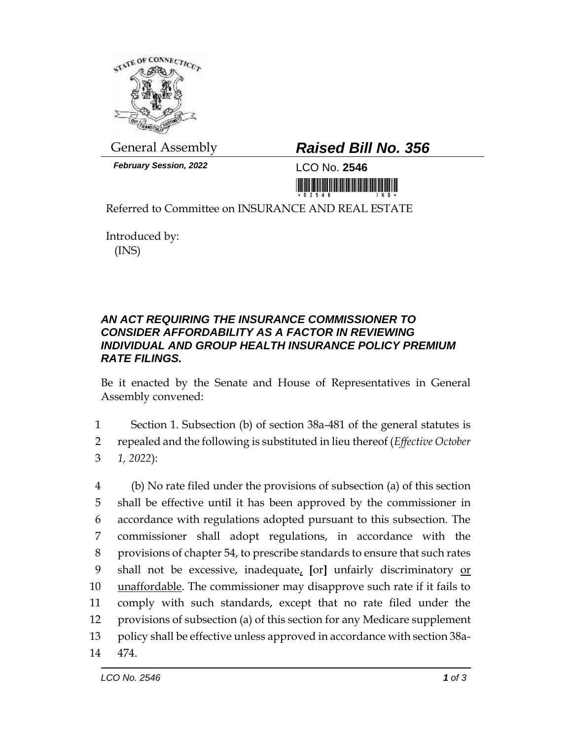General Assembly

***Raised Bill No. 356***

***February Session, 2022***

LCO No. **2546**

Referred to Committee on INSURANCE AND REAL ESTATE

Introduced by:
(INS)

***AN ACT REQUIRING THE INSURANCE COMMISSIONER TO CONSIDER AFFORDABILITY AS A FACTOR IN REVIEWING INDIVIDUAL AND GROUP HEALTH INSURANCE POLICY PREMIUM RATE FILINGS.***

Be it enacted by the Senate and House of Representatives in General Assembly convened:

1 Section 1. Subsection (b) of section 38a-481 of the general statutes is
2 repealed and the following is substituted in lieu thereof (*Effective October*
3 *1, 2022*):

4 (b) No rate filed under the provisions of subsection (a) of this section
5 shall be effective until it has been approved by the commissioner in
6 accordance with regulations adopted pursuant to this subsection. The
7 commissioner shall adopt regulations, in accordance with the
8 provisions of chapter 54, to prescribe standards to ensure that such rates
9 shall not be excessive, inadequate<u>,</u> **[**or**]** unfairly discriminatory <u>or</u>
10 <u>unaffordable</u>. The commissioner may disapprove such rate if it fails to
11 comply with such standards, except that no rate filed under the
12 provisions of subsection (a) of this section for any Medicare supplement
13 policy shall be effective unless approved in accordance with section 38a-
14 474.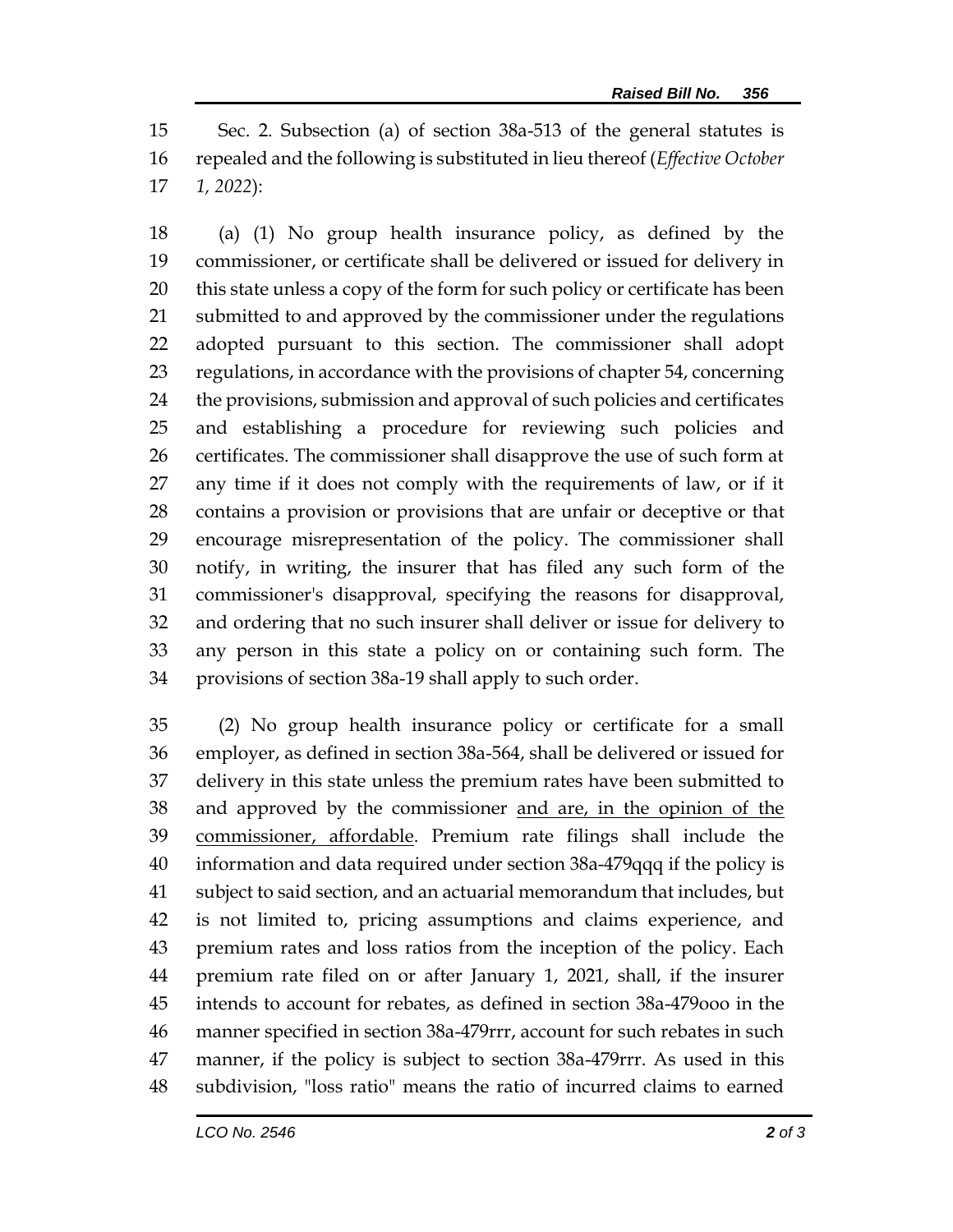Sec. 2. Subsection (a) of section 38a-513 of the general statutes is repealed and the following is substituted in lieu thereof (*Effective October 1, 2022*):

(a) (1) No group health insurance policy, as defined by the commissioner, or certificate shall be delivered or issued for delivery in this state unless a copy of the form for such policy or certificate has been submitted to and approved by the commissioner under the regulations adopted pursuant to this section. The commissioner shall adopt regulations, in accordance with the provisions of chapter 54, concerning the provisions, submission and approval of such policies and certificates and establishing a procedure for reviewing such policies and certificates. The commissioner shall disapprove the use of such form at any time if it does not comply with the requirements of law, or if it contains a provision or provisions that are unfair or deceptive or that encourage misrepresentation of the policy. The commissioner shall notify, in writing, the insurer that has filed any such form of the commissioner's disapproval, specifying the reasons for disapproval, and ordering that no such insurer shall deliver or issue for delivery to any person in this state a policy on or containing such form. The provisions of section 38a-19 shall apply to such order.

(2) No group health insurance policy or certificate for a small employer, as defined in section 38a-564, shall be delivered or issued for delivery in this state unless the premium rates have been submitted to and approved by the commissioner <u>and are, in the opinion of the commissioner, affordable</u>. Premium rate filings shall include the information and data required under section 38a-479qqq if the policy is subject to said section, and an actuarial memorandum that includes, but is not limited to, pricing assumptions and claims experience, and premium rates and loss ratios from the inception of the policy. Each premium rate filed on or after January 1, 2021, shall, if the insurer intends to account for rebates, as defined in section 38a-479ooo in the manner specified in section 38a-479rrr, account for such rebates in such manner, if the policy is subject to section 38a-479rrr. As used in this subdivision, "loss ratio" means the ratio of incurred claims to earned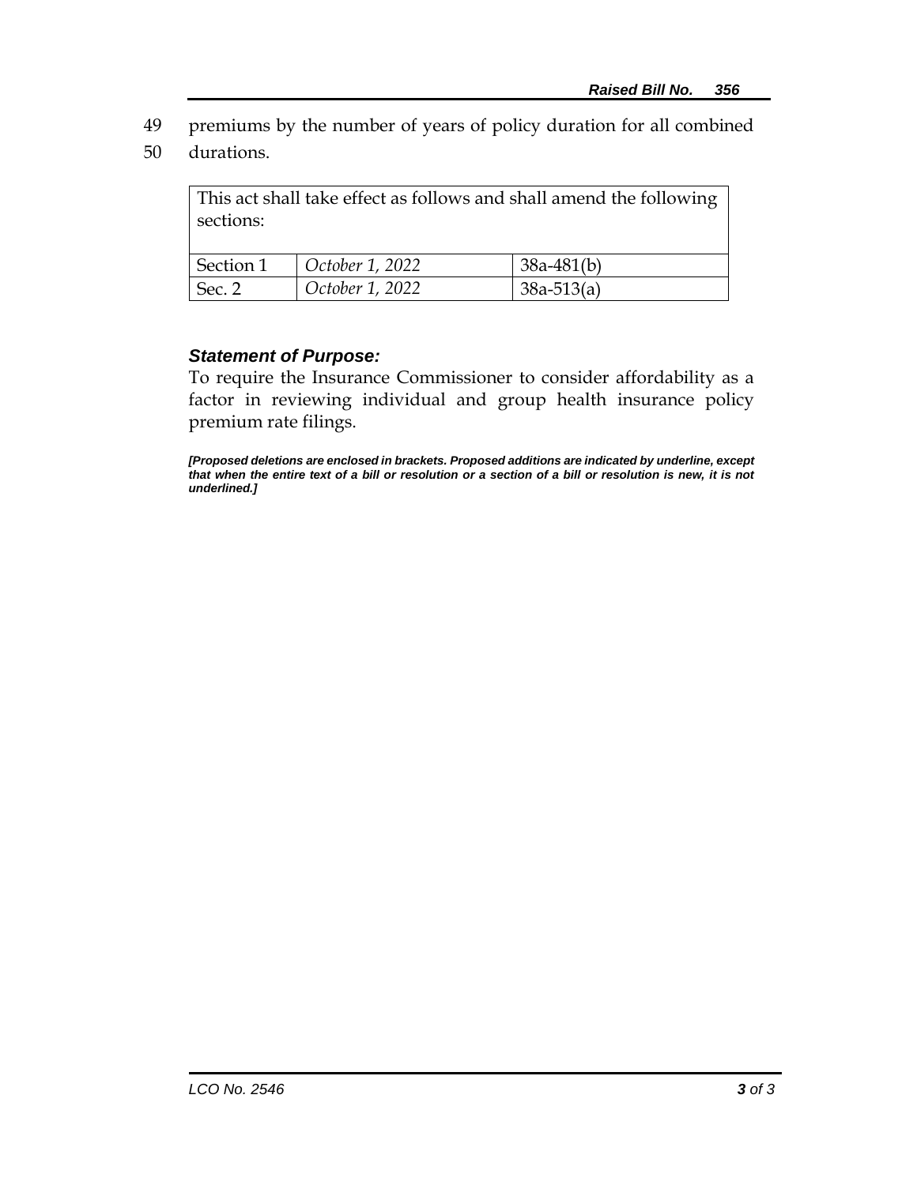49 premiums by the number of years of policy duration for all combined
50 durations.

| This act shall take effect as follows and shall amend the following sections: | | |
|---|---|---|
| Section 1 | *October 1, 2022* | 38a-481(b) |
| Sec. 2 | *October 1, 2022* | 38a-513(a) |

***Statement of Purpose:***

To require the Insurance Commissioner to consider affordability as a factor in reviewing individual and group health insurance policy premium rate filings.

***[Proposed deletions are enclosed in brackets. Proposed additions are indicated by underline, except that when the entire text of a bill or resolution or a section of a bill or resolution is new, it is not underlined.]***